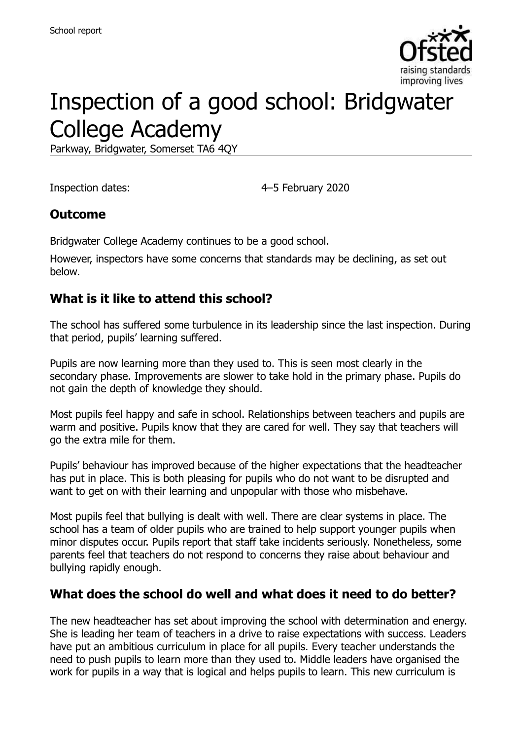# Inspection of a good school: Bridgwater College Academy

Parkway, Bridgwater, Somerset TA6 4QY

Inspection dates: 4–5 February 2020

## Outcome

Bridgwater College Academy continues to be a good school.

However, inspectors have some concerns that standards may be declining, as set out below.

## What is it like to attend this school?

The school has suffered some turbulence in its leadership since the last inspection. During that period, pupils' learning suffered.

Pupils are now learning more than they used to. This is seen most clearly in the secondary phase. Improvements are slower to take hold in the primary phase. Pupils do not gain the depth of knowledge they should.

Most pupils feel happy and safe in school. Relationships between teachers and pupils are warm and positive. Pupils know that they are cared for well. They say that teachers will go the extra mile for them.

Pupils' behaviour has improved because of the higher expectations that the headteacher has put in place. This is both pleasing for pupils who do not want to be disrupted and want to get on with their learning and unpopular with those who misbehave.

Most pupils feel that bullying is dealt with well. There are clear systems in place. The school has a team of older pupils who are trained to help support younger pupils when minor disputes occur. Pupils report that staff take incidents seriously. Nonetheless, some parents feel that teachers do not respond to concerns they raise about behaviour and bullying rapidly enough.

## What does the school do well and what does it need to do better?

The new headteacher has set about improving the school with determination and energy. She is leading her team of teachers in a drive to raise expectations with success. Leaders have put an ambitious curriculum in place for all pupils. Every teacher understands the need to push pupils to learn more than they used to. Middle leaders have organised the work for pupils in a way that is logical and helps pupils to learn. This new curriculum is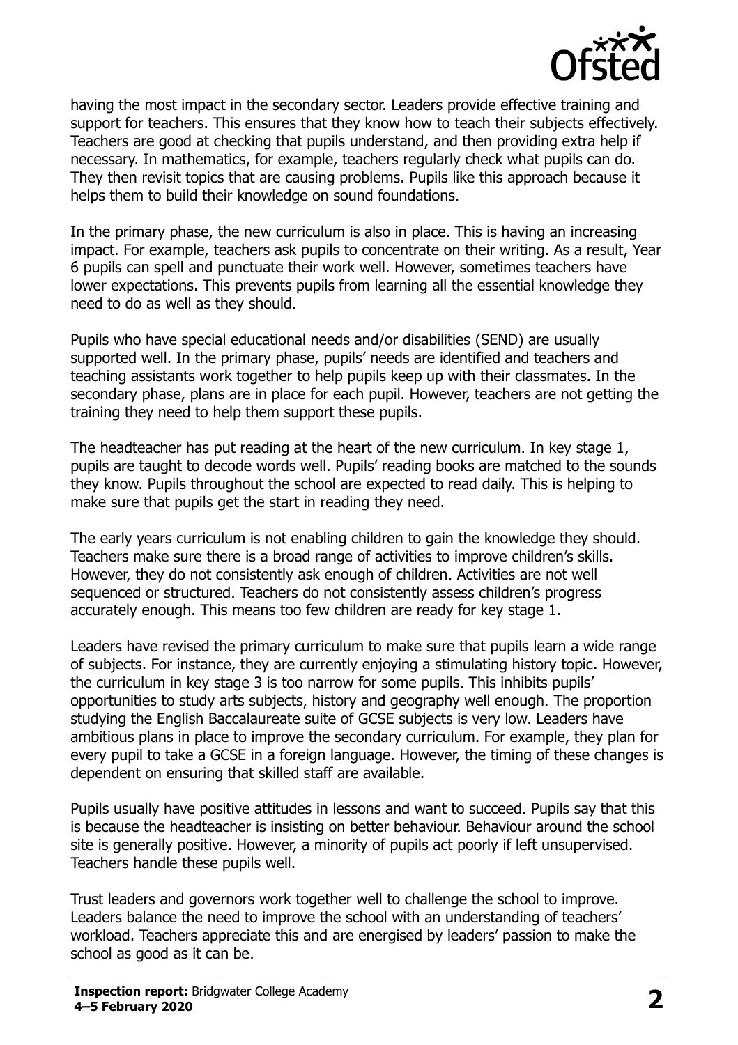having the most impact in the secondary sector. Leaders provide effective training and support for teachers. This ensures that they know how to teach their subjects effectively. Teachers are good at checking that pupils understand, and then providing extra help if necessary. In mathematics, for example, teachers regularly check what pupils can do. They then revisit topics that are causing problems. Pupils like this approach because it helps them to build their knowledge on sound foundations.

In the primary phase, the new curriculum is also in place. This is having an increasing impact. For example, teachers ask pupils to concentrate on their writing. As a result, Year 6 pupils can spell and punctuate their work well. However, sometimes teachers have lower expectations. This prevents pupils from learning all the essential knowledge they need to do as well as they should.

Pupils who have special educational needs and/or disabilities (SEND) are usually supported well. In the primary phase, pupils' needs are identified and teachers and teaching assistants work together to help pupils keep up with their classmates. In the secondary phase, plans are in place for each pupil. However, teachers are not getting the training they need to help them support these pupils.

The headteacher has put reading at the heart of the new curriculum. In key stage 1, pupils are taught to decode words well. Pupils' reading books are matched to the sounds they know. Pupils throughout the school are expected to read daily. This is helping to make sure that pupils get the start in reading they need.

The early years curriculum is not enabling children to gain the knowledge they should. Teachers make sure there is a broad range of activities to improve children's skills. However, they do not consistently ask enough of children. Activities are not well sequenced or structured. Teachers do not consistently assess children's progress accurately enough. This means too few children are ready for key stage 1.

Leaders have revised the primary curriculum to make sure that pupils learn a wide range of subjects. For instance, they are currently enjoying a stimulating history topic. However, the curriculum in key stage 3 is too narrow for some pupils. This inhibits pupils' opportunities to study arts subjects, history and geography well enough. The proportion studying the English Baccalaureate suite of GCSE subjects is very low. Leaders have ambitious plans in place to improve the secondary curriculum. For example, they plan for every pupil to take a GCSE in a foreign language. However, the timing of these changes is dependent on ensuring that skilled staff are available.

Pupils usually have positive attitudes in lessons and want to succeed. Pupils say that this is because the headteacher is insisting on better behaviour. Behaviour around the school site is generally positive. However, a minority of pupils act poorly if left unsupervised. Teachers handle these pupils well.

Trust leaders and governors work together well to challenge the school to improve. Leaders balance the need to improve the school with an understanding of teachers' workload. Teachers appreciate this and are energised by leaders' passion to make the school as good as it can be.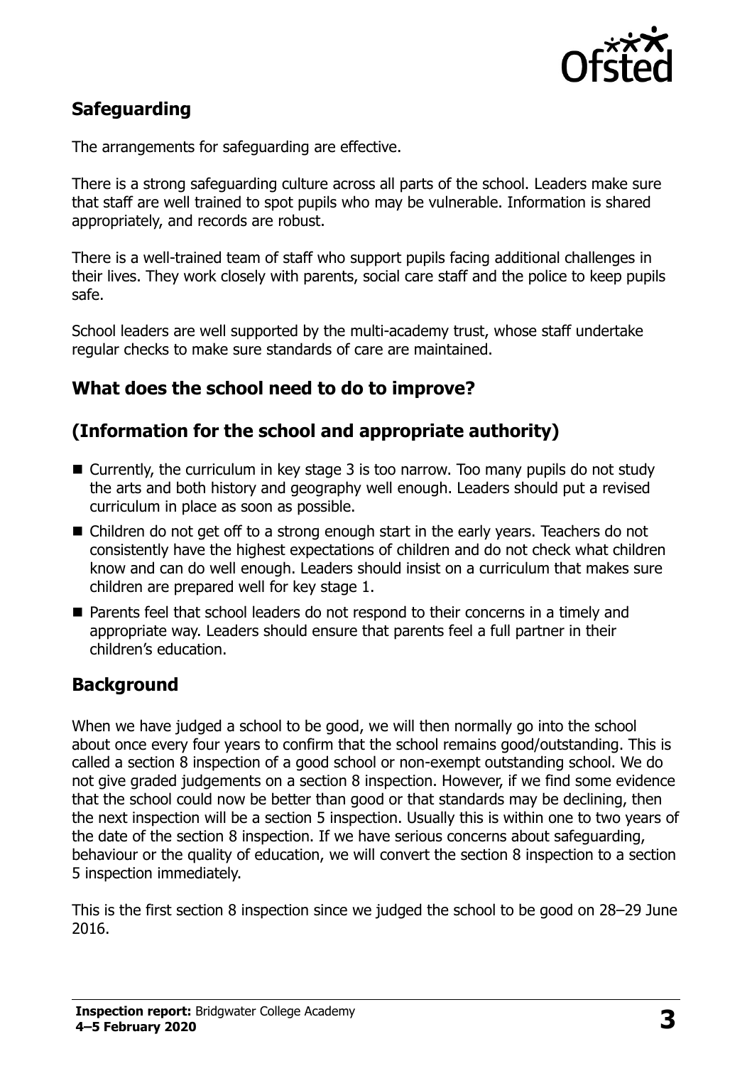## Safeguarding

The arrangements for safeguarding are effective.

There is a strong safeguarding culture across all parts of the school. Leaders make sure that staff are well trained to spot pupils who may be vulnerable. Information is shared appropriately, and records are robust.

There is a well-trained team of staff who support pupils facing additional challenges in their lives. They work closely with parents, social care staff and the police to keep pupils safe.

School leaders are well supported by the multi-academy trust, whose staff undertake regular checks to make sure standards of care are maintained.

## What does the school need to do to improve?

## (Information for the school and appropriate authority)

- Currently, the curriculum in key stage 3 is too narrow. Too many pupils do not study the arts and both history and geography well enough. Leaders should put a revised curriculum in place as soon as possible.
- Children do not get off to a strong enough start in the early years. Teachers do not consistently have the highest expectations of children and do not check what children know and can do well enough. Leaders should insist on a curriculum that makes sure children are prepared well for key stage 1.
- Parents feel that school leaders do not respond to their concerns in a timely and appropriate way. Leaders should ensure that parents feel a full partner in their children's education.

## Background

When we have judged a school to be good, we will then normally go into the school about once every four years to confirm that the school remains good/outstanding. This is called a section 8 inspection of a good school or non-exempt outstanding school. We do not give graded judgements on a section 8 inspection. However, if we find some evidence that the school could now be better than good or that standards may be declining, then the next inspection will be a section 5 inspection. Usually this is within one to two years of the date of the section 8 inspection. If we have serious concerns about safeguarding, behaviour or the quality of education, we will convert the section 8 inspection to a section 5 inspection immediately.

This is the first section 8 inspection since we judged the school to be good on 28–29 June 2016.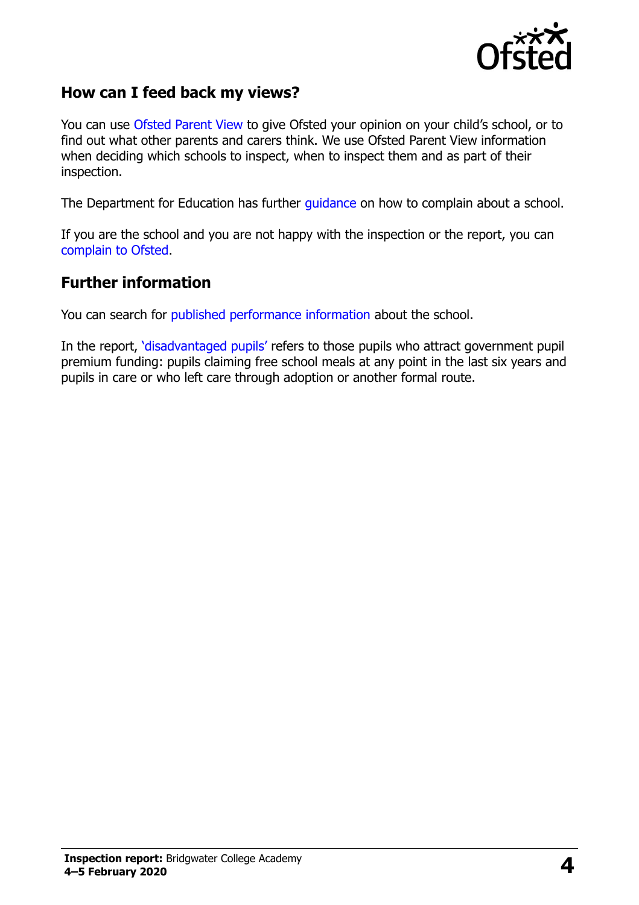## How can I feed back my views?

You can use Ofsted Parent View to give Ofsted your opinion on your child's school, or to find out what other parents and carers think. We use Ofsted Parent View information when deciding which schools to inspect, when to inspect them and as part of their inspection.

The Department for Education has further guidance on how to complain about a school.

If you are the school and you are not happy with the inspection or the report, you can complain to Ofsted.

## Further information

You can search for published performance information about the school.

In the report, 'disadvantaged pupils' refers to those pupils who attract government pupil premium funding: pupils claiming free school meals at any point in the last six years and pupils in care or who left care through adoption or another formal route.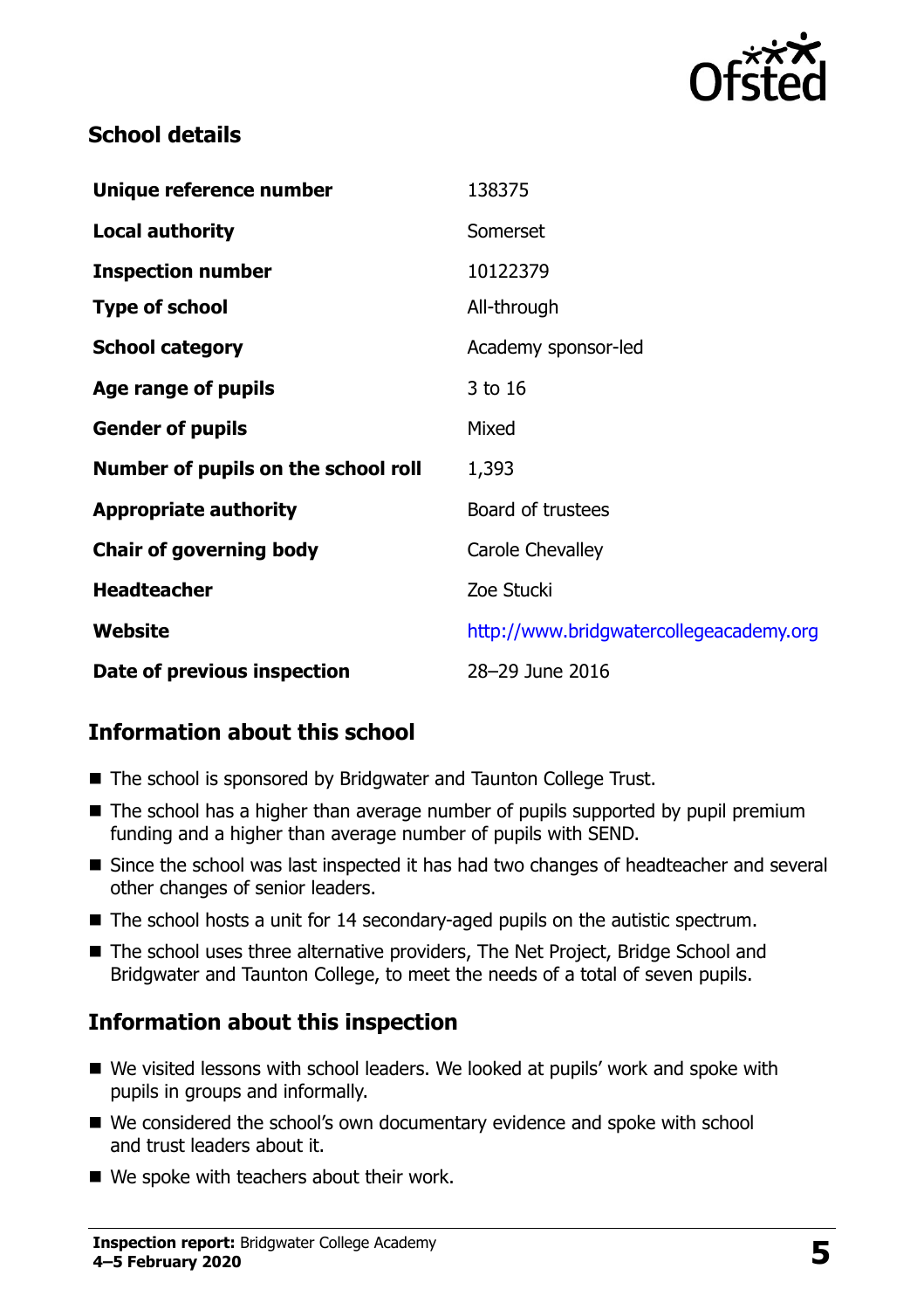## School details

| | |
|---|---|
| **Unique reference number** | 138375 |
| **Local authority** | Somerset |
| **Inspection number** | 10122379 |
| **Type of school** | All-through |
| **School category** | Academy sponsor-led |
| **Age range of pupils** | 3 to 16 |
| **Gender of pupils** | Mixed |
| **Number of pupils on the school roll** | 1,393 |
| **Appropriate authority** | Board of trustees |
| **Chair of governing body** | Carole Chevalley |
| **Headteacher** | Zoe Stucki |
| **Website** | http://www.bridgwatercollegeacademy.org |
| **Date of previous inspection** | 28–29 June 2016 |

## Information about this school

- The school is sponsored by Bridgwater and Taunton College Trust.
- The school has a higher than average number of pupils supported by pupil premium funding and a higher than average number of pupils with SEND.
- Since the school was last inspected it has had two changes of headteacher and several other changes of senior leaders.
- The school hosts a unit for 14 secondary-aged pupils on the autistic spectrum.
- The school uses three alternative providers, The Net Project, Bridge School and Bridgwater and Taunton College, to meet the needs of a total of seven pupils.

## Information about this inspection

- We visited lessons with school leaders. We looked at pupils' work and spoke with pupils in groups and informally.
- We considered the school's own documentary evidence and spoke with school and trust leaders about it.
- We spoke with teachers about their work.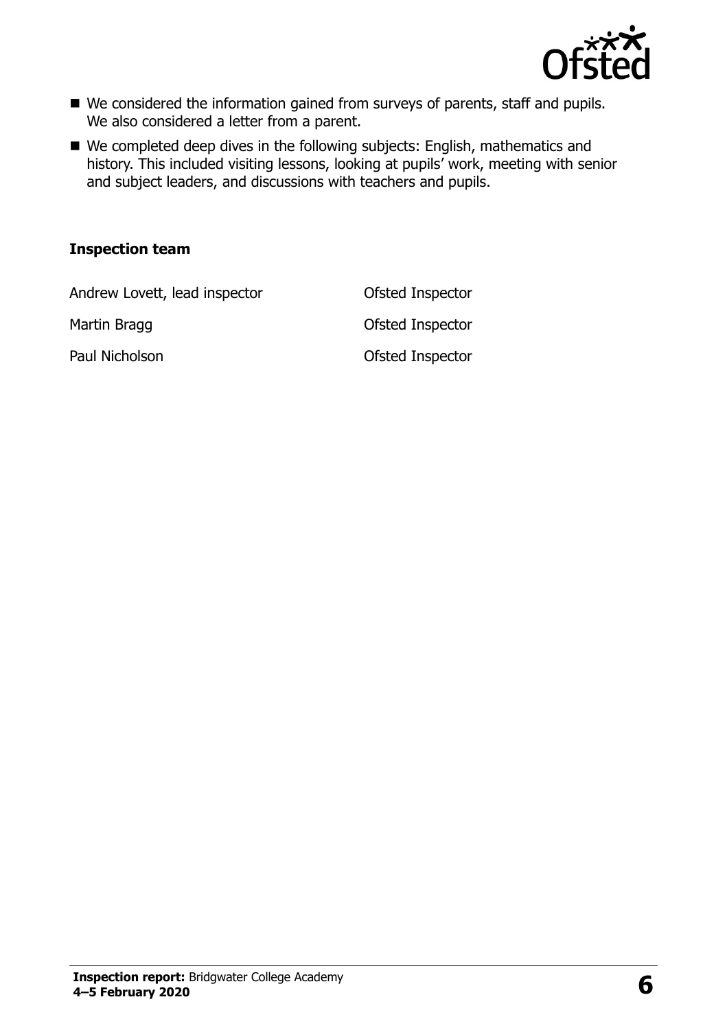- We considered the information gained from surveys of parents, staff and pupils. We also considered a letter from a parent.
- We completed deep dives in the following subjects: English, mathematics and history. This included visiting lessons, looking at pupils' work, meeting with senior and subject leaders, and discussions with teachers and pupils.

### Inspection team

| | |
|---|---|
| Andrew Lovett, lead inspector | Ofsted Inspector |
| Martin Bragg | Ofsted Inspector |
| Paul Nicholson | Ofsted Inspector |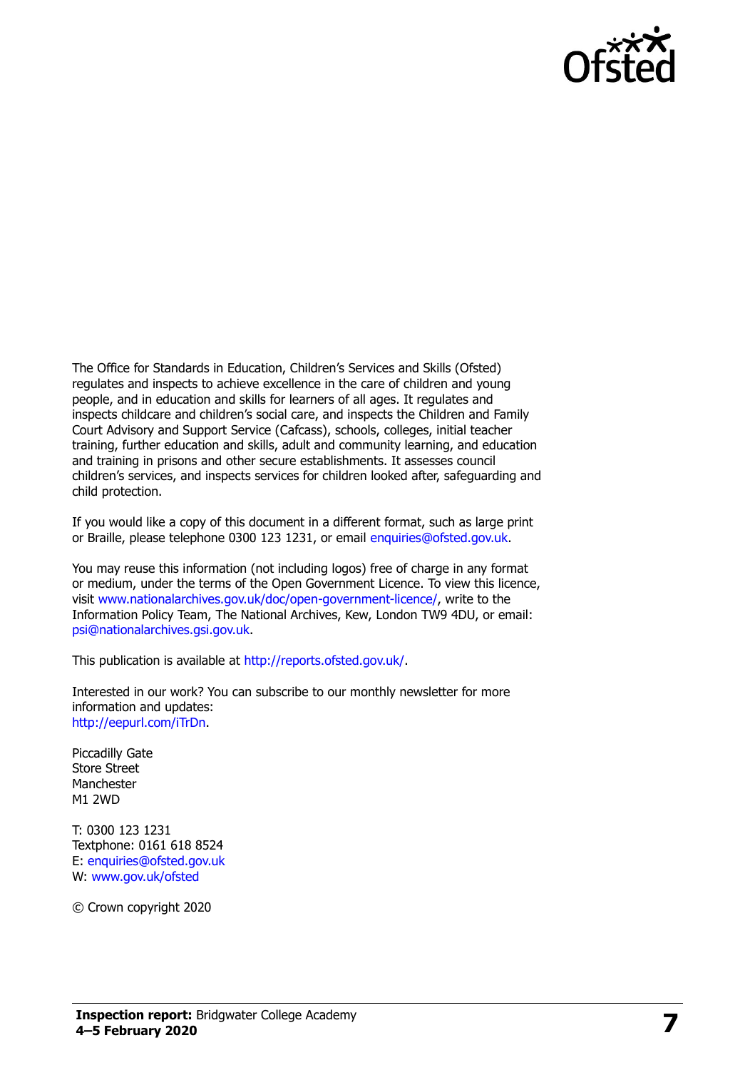The Office for Standards in Education, Children's Services and Skills (Ofsted) regulates and inspects to achieve excellence in the care of children and young people, and in education and skills for learners of all ages. It regulates and inspects childcare and children's social care, and inspects the Children and Family Court Advisory and Support Service (Cafcass), schools, colleges, initial teacher training, further education and skills, adult and community learning, and education and training in prisons and other secure establishments. It assesses council children's services, and inspects services for children looked after, safeguarding and child protection.

If you would like a copy of this document in a different format, such as large print or Braille, please telephone 0300 123 1231, or email enquiries@ofsted.gov.uk.

You may reuse this information (not including logos) free of charge in any format or medium, under the terms of the Open Government Licence. To view this licence, visit www.nationalarchives.gov.uk/doc/open-government-licence/, write to the Information Policy Team, The National Archives, Kew, London TW9 4DU, or email: psi@nationalarchives.gsi.gov.uk.

This publication is available at http://reports.ofsted.gov.uk/.

Interested in our work? You can subscribe to our monthly newsletter for more information and updates:
http://eepurl.com/iTrDn.

Piccadilly Gate
Store Street
Manchester
M1 2WD

T: 0300 123 1231
Textphone: 0161 618 8524
E: enquiries@ofsted.gov.uk
W: www.gov.uk/ofsted

© Crown copyright 2020